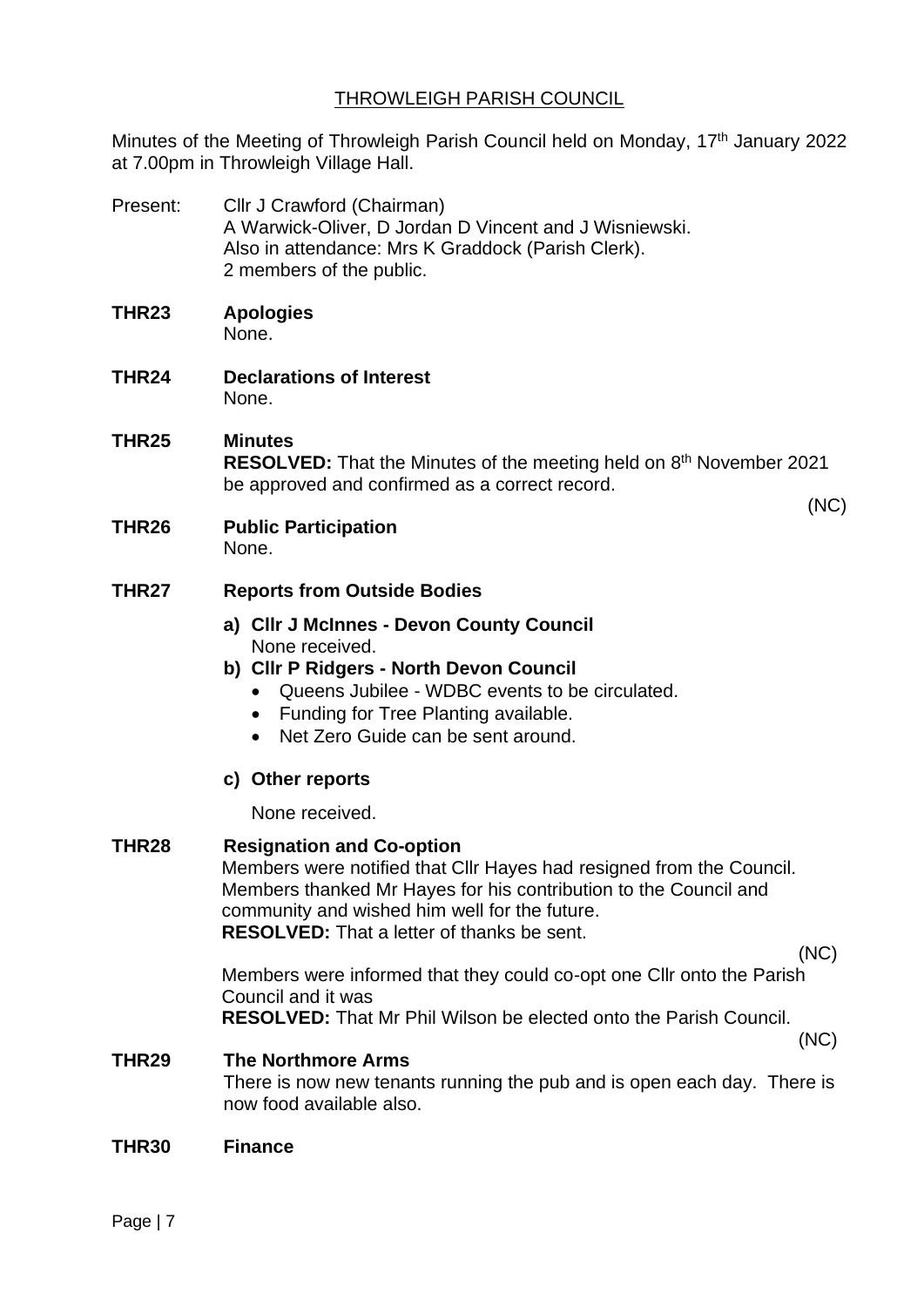# THROWLEIGH PARISH COUNCIL

Minutes of the Meeting of Throwleigh Parish Council held on Monday, 17th January 2022 at 7.00pm in Throwleigh Village Hall.

Present: Cllr J Crawford (Chairman)
A Warwick-Oliver, D Jordan D Vincent and J Wisniewski.
Also in attendance: Mrs K Graddock (Parish Clerk).
2 members of the public.

**THR23 Apologies**

None.

**THR24 Declarations of Interest**

None.

**THR25 Minutes**

**RESOLVED:** That the Minutes of the meeting held on 8th November 2021 be approved and confirmed as a correct record.

(NC)

**THR26 Public Participation**

None.

**THR27 Reports from Outside Bodies**

**a) Cllr J McInnes - Devon County Council**
None received.

**b) Cllr P Ridgers - North Devon Council**

- Queens Jubilee - WDBC events to be circulated.
- Funding for Tree Planting available.
- Net Zero Guide can be sent around.

**c) Other reports**

None received.

**THR28 Resignation and Co-option**

Members were notified that Cllr Hayes had resigned from the Council. Members thanked Mr Hayes for his contribution to the Council and community and wished him well for the future.
**RESOLVED:** That a letter of thanks be sent.

(NC)

Members were informed that they could co-opt one Cllr onto the Parish Council and it was
**RESOLVED:** That Mr Phil Wilson be elected onto the Parish Council.

(NC)

**THR29 The Northmore Arms**

There is now new tenants running the pub and is open each day. There is now food available also.

**THR30 Finance**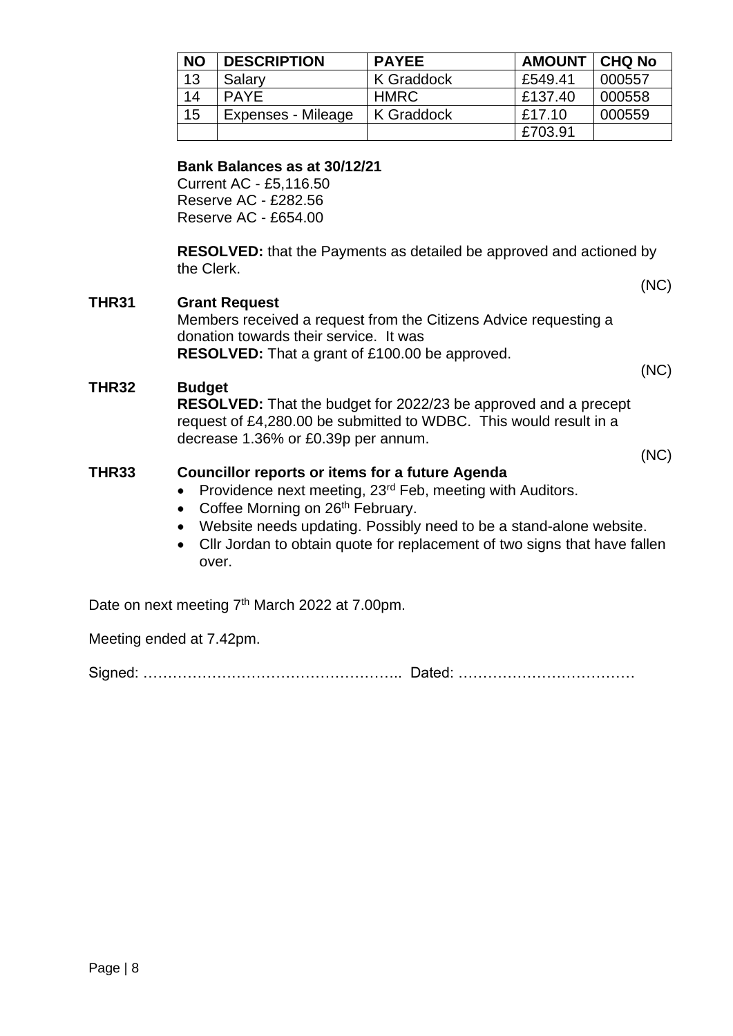| NO | DESCRIPTION | PAYEE | AMOUNT | CHQ No |
|---|---|---|---|---|
| 13 | Salary | K Graddock | £549.41 | 000557 |
| 14 | PAYE | HMRC | £137.40 | 000558 |
| 15 | Expenses - Mileage | K Graddock | £17.10 | 000559 |
| | | | £703.91 | |

**Bank Balances as at 30/12/21**
Current AC - £5,116.50
Reserve AC - £282.56
Reserve AC - £654.00

**RESOLVED:** that the Payments as detailed be approved and actioned by the Clerk.

(NC)

**THR31 Grant Request**

Members received a request from the Citizens Advice requesting a donation towards their service. It was
**RESOLVED:** That a grant of £100.00 be approved.

(NC)

**THR32 Budget**

**RESOLVED:** That the budget for 2022/23 be approved and a precept request of £4,280.00 be submitted to WDBC. This would result in a decrease 1.36% or £0.39p per annum.

(NC)

**THR33 Councillor reports or items for a future Agenda**

- Providence next meeting, 23rd Feb, meeting with Auditors.
- Coffee Morning on 26th February.
- Website needs updating. Possibly need to be a stand-alone website.
- Cllr Jordan to obtain quote for replacement of two signs that have fallen over.

Date on next meeting 7th March 2022 at 7.00pm.

Meeting ended at 7.42pm.

Signed: …………………………………………….. Dated: ………………………………